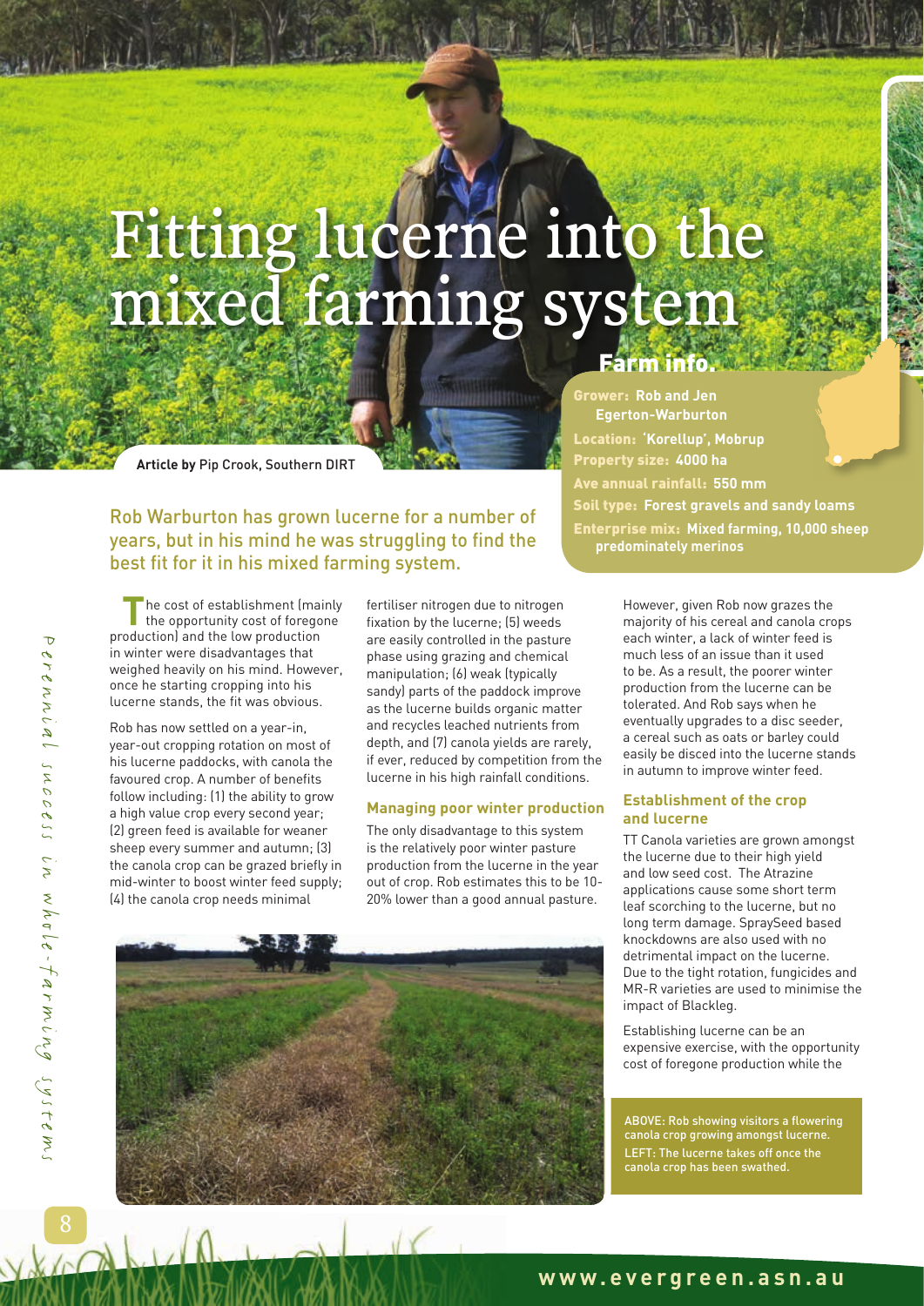# Fitting lucerne into the mixed farming system

**Article by** Pip Crook, Southern DIRT

## Farm info.

**Grower:** **Rob and Jen Egerton-Warburton**
**Location:** **'Korellup', Mobrup**
**Property size:** **4000 ha**
**Ave annual rainfall:** **550 mm**
**Soil type:** **Forest gravels and sandy loams**
**Enterprise mix:** **Mixed farming, 10,000 sheep predominately merinos**

Rob Warburton has grown lucerne for a number of years, but in his mind he was struggling to find the best fit for it in his mixed farming system.

The cost of establishment (mainly the opportunity cost of foregone production) and the low production in winter were disadvantages that weighed heavily on his mind. However, once he starting cropping into his lucerne stands, the fit was obvious.

Rob has now settled on a year-in, year-out cropping rotation on most of his lucerne paddocks, with canola the favoured crop. A number of benefits follow including: (1) the ability to grow a high value crop every second year; (2) green feed is available for weaner sheep every summer and autumn; (3) the canola crop can be grazed briefly in mid-winter to boost winter feed supply; (4) the canola crop needs minimal fertiliser nitrogen due to nitrogen fixation by the lucerne; (5) weeds are easily controlled in the pasture phase using grazing and chemical manipulation; (6) weak (typically sandy) parts of the paddock improve as the lucerne builds organic matter and recycles leached nutrients from depth, and (7) canola yields are rarely, if ever, reduced by competition from the lucerne in his high rainfall conditions.

### Managing poor winter production

The only disadvantage to this system is the relatively poor winter pasture production from the lucerne in the year out of crop. Rob estimates this to be 10-20% lower than a good annual pasture.

However, given Rob now grazes the majority of his cereal and canola crops each winter, a lack of winter feed is much less of an issue than it used to be. As a result, the poorer winter production from the lucerne can be tolerated. And Rob says when he eventually upgrades to a disc seeder, a cereal such as oats or barley could easily be disced into the lucerne stands in autumn to improve winter feed.

### Establishment of the crop and lucerne

TT Canola varieties are grown amongst the lucerne due to their high yield and low seed cost. The Atrazine applications cause some short term leaf scorching to the lucerne, but no long term damage. SpraySeed based knockdowns are also used with no detrimental impact on the lucerne. Due to the tight rotation, fungicides and MR-R varieties are used to minimise the impact of Blackleg.

Establishing lucerne can be an expensive exercise, with the opportunity cost of foregone production while the

ABOVE: Rob showing visitors a flowering canola crop growing amongst lucerne.
LEFT: The lucerne takes off once the canola crop has been swathed.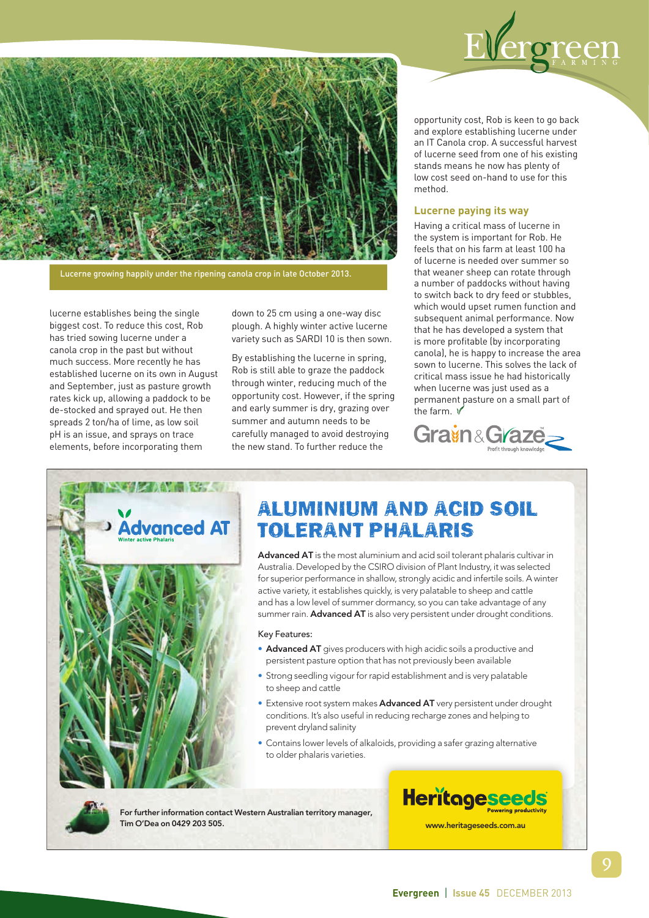Lucerne growing happily under the ripening canola crop in late October 2013.

lucerne establishes being the single biggest cost. To reduce this cost, Rob has tried sowing lucerne under a canola crop in the past but without much success. More recently he has established lucerne on its own in August and September, just as pasture growth rates kick up, allowing a paddock to be de-stocked and sprayed out. He then spreads 2 ton/ha of lime, as low soil pH is an issue, and sprays on trace elements, before incorporating them down to 25 cm using a one-way disc plough. A highly winter active lucerne variety such as SARDI 10 is then sown.

By establishing the lucerne in spring, Rob is still able to graze the paddock through winter, reducing much of the opportunity cost. However, if the spring and early summer is dry, grazing over summer and autumn needs to be carefully managed to avoid destroying the new stand. To further reduce the opportunity cost, Rob is keen to go back and explore establishing lucerne under an IT Canola crop. A successful harvest of lucerne seed from one of his existing stands means he now has plenty of low cost seed on-hand to use for this method.

### Lucerne paying its way

Having a critical mass of lucerne in the system is important for Rob. He feels that on his farm at least 100 ha of lucerne is needed over summer so that weaner sheep can rotate through a number of paddocks without having to switch back to dry feed or stubbles, which would upset rumen function and subsequent animal performance. Now that he has developed a system that is more profitable (by incorporating canola), he is happy to increase the area sown to lucerne. This solves the lack of critical mass issue he had historically when lucerne was just used as a permanent pasture on a small part of the farm.

Grain & Graze — Profit through knowledge

---

Advanced AT — Winter active Phalaris

## ALUMINIUM AND ACID SOIL TOLERANT PHALARIS

**Advanced AT** is the most aluminium and acid soil tolerant phalaris cultivar in Australia. Developed by the CSIRO division of Plant Industry, it was selected for superior performance in shallow, strongly acidic and infertile soils. A winter active variety, it establishes quickly, is very palatable to sheep and cattle and has a low level of summer dormancy, so you can take advantage of any summer rain. **Advanced AT** is also very persistent under drought conditions.

Key Features:

- **Advanced AT** gives producers with high acidic soils a productive and persistent pasture option that has not previously been available
- Strong seedling vigour for rapid establishment and is very palatable to sheep and cattle
- Extensive root system makes **Advanced AT** very persistent under drought conditions. It's also useful in reducing recharge zones and helping to prevent dryland salinity
- Contains lower levels of alkaloids, providing a safer grazing alternative to older phalaris varieties.

**For further information contact Western Australian territory manager, Tim O'Dea on 0429 203 505.**

Heritage seeds — Powering productivity

www.heritageseeds.com.au